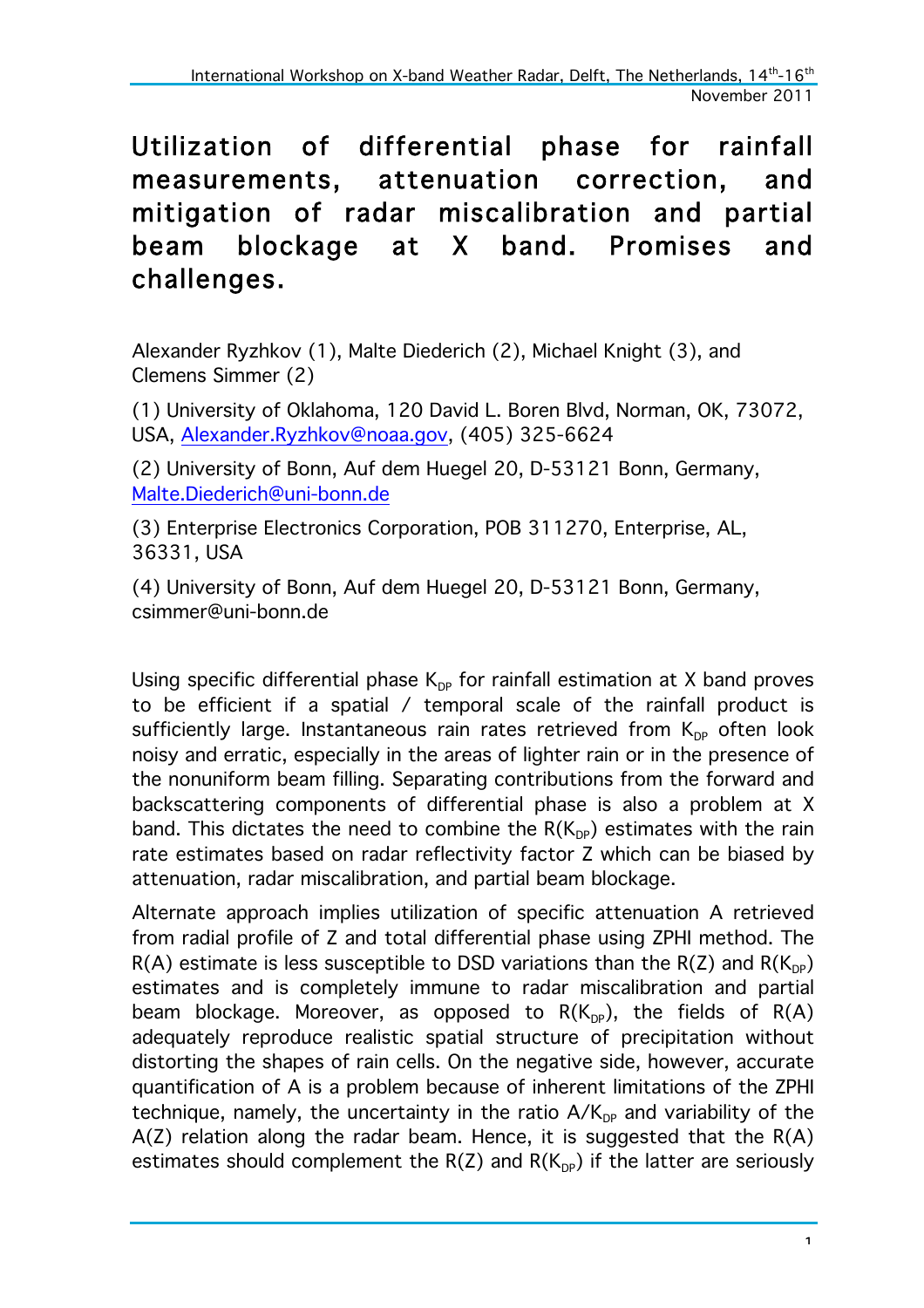# Utilization of differential phase for rainfall measurements, attenuation correction, and mitigation of radar miscalibration and partial beam blockage at X band. Promises and challenges.

Alexander Ryzhkov (1), Malte Diederich (2), Michael Knight (3), and Clemens Simmer (2)

(1) University of Oklahoma, 120 David L. Boren Blvd, Norman, OK, 73072, USA, Alexander.Ryzhkov@noaa.gov, (405) 325-6624

(2) University of Bonn, Auf dem Huegel 20, D-53121 Bonn, Germany, Malte.Diederich@uni-bonn.de

(3) Enterprise Electronics Corporation, POB 311270, Enterprise, AL, 36331, USA

(4) University of Bonn, Auf dem Huegel 20, D-53121 Bonn, Germany, csimmer@uni-bonn.de

Using specific differential phase $K_{DP}$ for rainfall estimation at X band proves to be efficient if a spatial / temporal scale of the rainfall product is sufficiently large. Instantaneous rain rates retrieved from $K_{DP}$ often look noisy and erratic, especially in the areas of lighter rain or in the presence of the nonuniform beam filling. Separating contributions from the forward and backscattering components of differential phase is also a problem at X band. This dictates the need to combine the $R(K_{DP})$ estimates with the rain rate estimates based on radar reflectivity factor Z which can be biased by attenuation, radar miscalibration, and partial beam blockage.

Alternate approach implies utilization of specific attenuation A retrieved from radial profile of Z and total differential phase using ZPHI method. The R(A) estimate is less susceptible to DSD variations than the R(Z) and $R(K_{DP})$ estimates and is completely immune to radar miscalibration and partial beam blockage. Moreover, as opposed to $R(K_{DP})$, the fields of R(A) adequately reproduce realistic spatial structure of precipitation without distorting the shapes of rain cells. On the negative side, however, accurate quantification of A is a problem because of inherent limitations of the ZPHI technique, namely, the uncertainty in the ratio $A/K_{DP}$ and variability of the A(Z) relation along the radar beam. Hence, it is suggested that the R(A) estimates should complement the R(Z) and $R(K_{DP})$ if the latter are seriously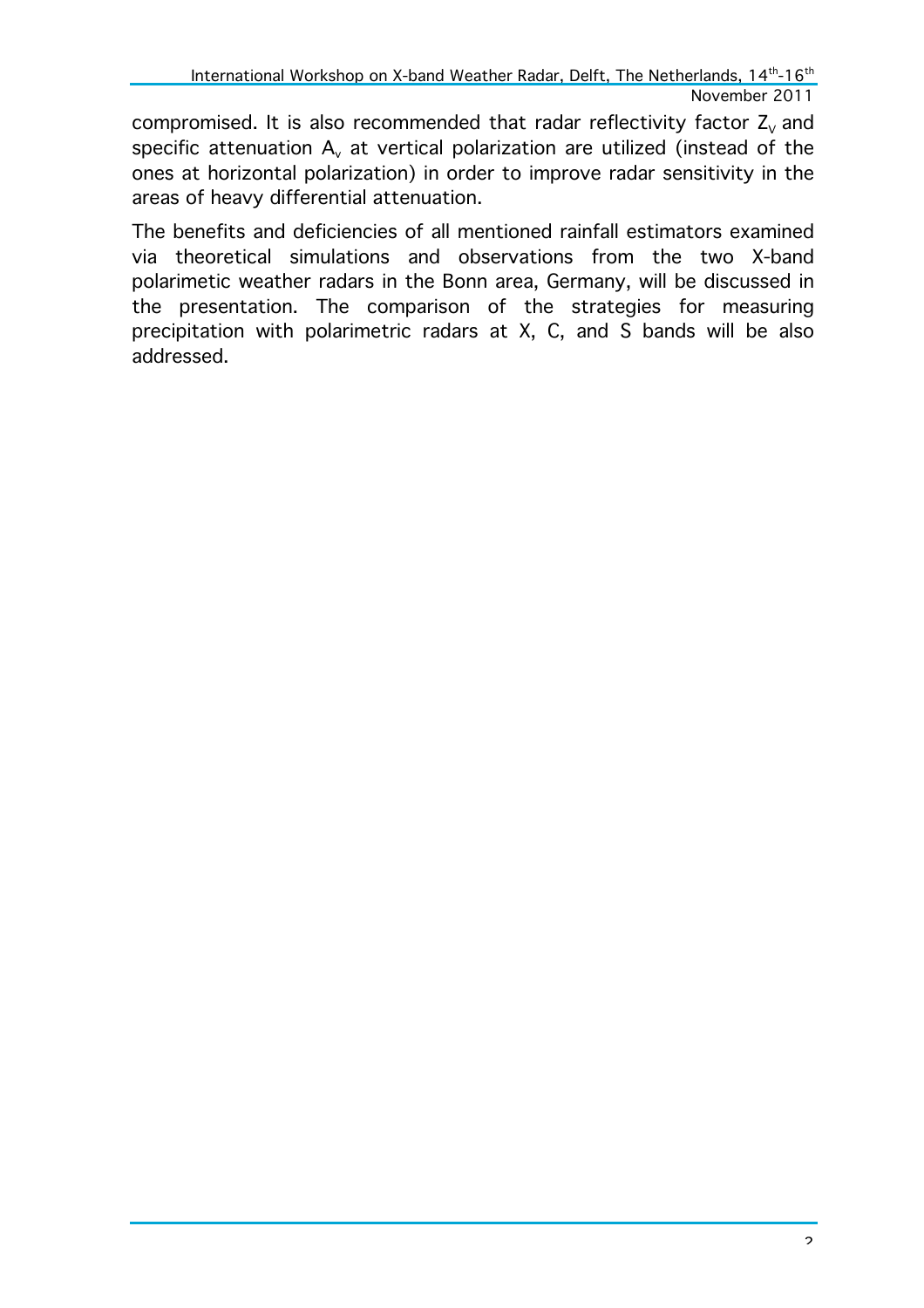compromised. It is also recommended that radar reflectivity factor $Z_V$ and specific attenuation $A_v$ at vertical polarization are utilized (instead of the ones at horizontal polarization) in order to improve radar sensitivity in the areas of heavy differential attenuation.

The benefits and deficiencies of all mentioned rainfall estimators examined via theoretical simulations and observations from the two X-band polarimetic weather radars in the Bonn area, Germany, will be discussed in the presentation. The comparison of the strategies for measuring precipitation with polarimetric radars at X, C, and S bands will be also addressed.